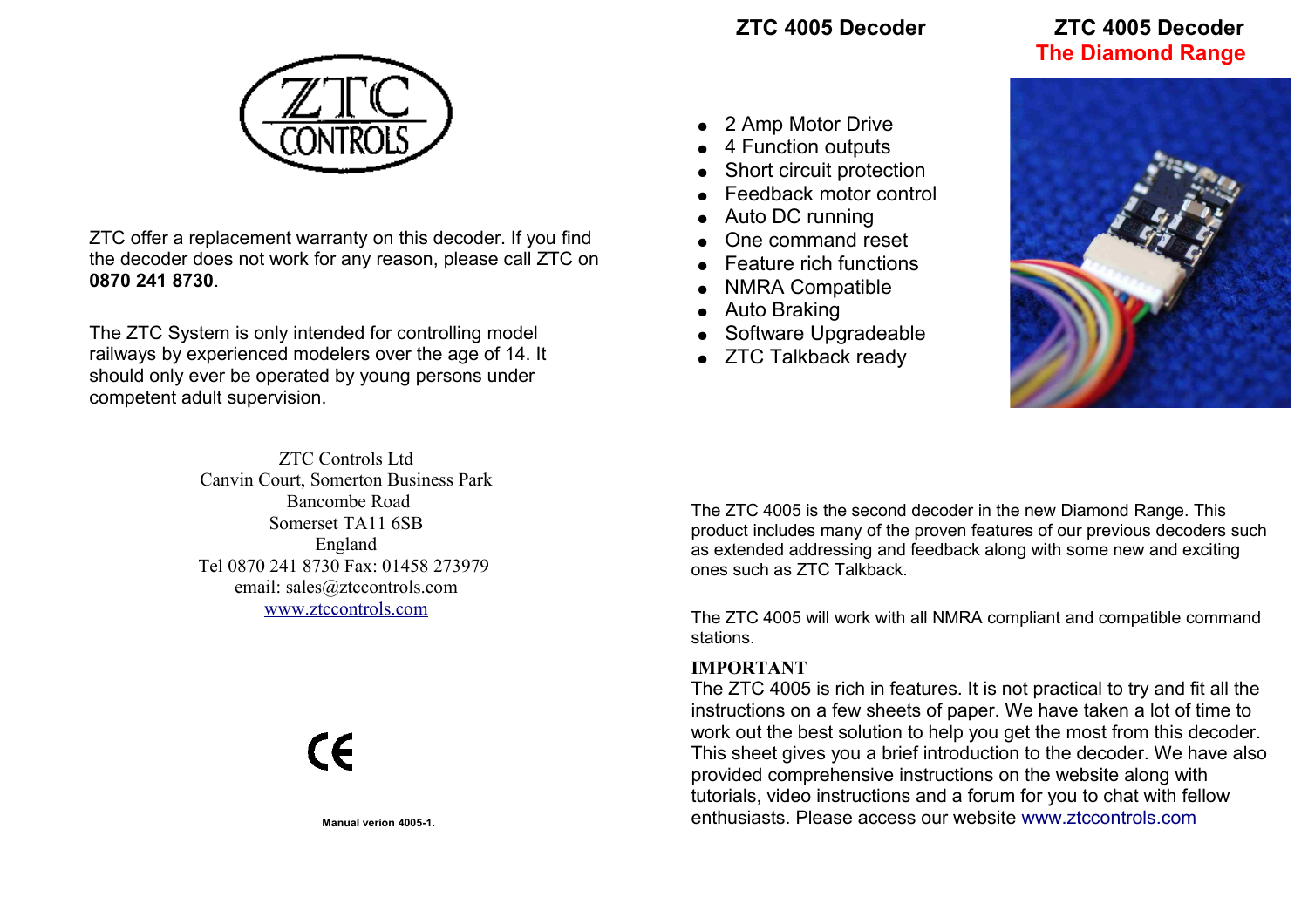ZTC offer a replacement warranty on this decoder. If you find the decoder does not work for any reason, please call ZTC on **0870 241 8730**.

The ZTC System is only intended for controlling model railways by experienced modelers over the age of 14. It should only ever be operated by young persons under competent adult supervision.

ZTC Controls Ltd
Canvin Court, Somerton Business Park
Bancombe Road
Somerset TA11 6SB
England
Tel 0870 241 8730 Fax: 01458 273979
email: sales@ztccontrols.com
www.ztccontrols.com

CE

**Manual verion 4005-1.**

# ZTC 4005 Decoder

- 2 Amp Motor Drive
- 4 Function outputs
- Short circuit protection
- Feedback motor control
- Auto DC running
- One command reset
- Feature rich functions
- NMRA Compatible
- Auto Braking
- Software Upgradeable
- ZTC Talkback ready

# ZTC 4005 Decoder
## The Diamond Range

The ZTC 4005 is the second decoder in the new Diamond Range. This product includes many of the proven features of our previous decoders such as extended addressing and feedback along with some new and exciting ones such as ZTC Talkback.

The ZTC 4005 will work with all NMRA compliant and compatible command stations.

**IMPORTANT**
The ZTC 4005 is rich in features. It is not practical to try and fit all the instructions on a few sheets of paper. We have taken a lot of time to work out the best solution to help you get the most from this decoder. This sheet gives you a brief introduction to the decoder. We have also provided comprehensive instructions on the website along with tutorials, video instructions and a forum for you to chat with fellow enthusiasts. Please access our website www.ztccontrols.com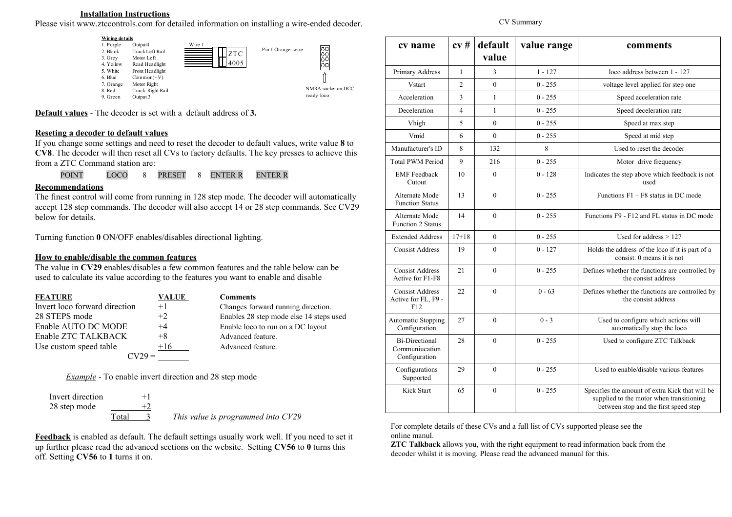## Installation Instructions

Please visit www.ztccontrols.com for detailed information on installing a wire-ended decoder.

**Wiring details**

| | | |
|---|---|---|
| 1. Purple | Output4 | |
| 2. Black | Track Left Rail | |
| 3. Grey | Motor Left | |
| 4. Yellow | Read Headlight | |
| 5. White | Front Headlight | |
| 6. Blue | Common(+V) | |
| 7. Orange | Motor Right | |
| 8. Red | Track Right Rail | |
| 9. Green | Output 3 | |

Wire 1

ZTC 4005

Pin 1 Orange wire

NMRA socket on DCC ready loco

**Default values** - The decoder is set with a default address of **3.**

**Reseting a decoder to default values**

If you change some settings and need to reset the decoder to default values, write value **8** to **CV8**. The decoder will then reset all CVs to factory defaults. The key presses to achieve this from a ZTC Command station are:

POINT LOCO 8 PRESET 8 ENTER R ENTER R

**Recommendations**

The finest control will come from running in 128 step mode. The decoder will automatically accept 128 step commands. The decoder will also accept 14 or 28 step commands. See CV29 below for details.

Turning function **0** ON/OFF enables/disables directional lighting.

**How to enable/disable the common features**

The value in **CV29** enables/disables a few common features and the table below can be used to calculate its value according to the features you want to enable and disable

| FEATURE | VALUE | Comments |
|---|---|---|
| Invert loco forward direction | +1 | Changes forward running direction. |
| 28 STEPS mode | +2 | Enables 28 step mode else 14 steps used |
| Enable AUTO DC MODE | +4 | Enable loco to run on a DC layout |
| Enable ZTC TALKBACK | +8 | Advanced feature. |
| Use custom speed table | +16 | Advanced feature. |
| CV29 = | | |

*Example* - To enable invert direction and 28 step mode

| | |
|---|---|
| Invert direction | +1 |
| 28 step mode | +2 |
| Total | 3 |

*This value is programmed into CV29*

**Feedback** is enabled as default. The default settings usually work well. If you need to set it up further please read the advanced sections on the website. Setting **CV56** to **0** turns this off. Setting **CV56** to **1** turns it on.

CV Summary

| cv name | cv # | default value | value range | comments |
|---|---|---|---|---|
| Primary Address | 1 | 3 | 1 - 127 | loco address between 1 - 127 |
| Vstart | 2 | 0 | 0 - 255 | voltage level applied for step one |
| Acceleration | 3 | 1 | 0 - 255 | Speed acceleration rate |
| Deceleration | 4 | 1 | 0 - 255 | Speed deceleration rate |
| Vhigh | 5 | 0 | 0 - 255 | Speed at max step |
| Vmid | 6 | 0 | 0 - 255 | Speed at mid step |
| Manufacturer's ID | 8 | 132 | 8 | Used to reset the decoder |
| Total PWM Period | 9 | 216 | 0 - 255 | Motor drive frequency |
| EMF Feedback Cutout | 10 | 0 | 0 - 128 | Indicates the step above which feedback is not used |
| Alternate Mode Function Status | 13 | 0 | 0 - 255 | Functions F1 – F8 status in DC mode |
| Alternate Mode Function 2 Status | 14 | 0 | 0 - 255 | Functions F9 - F12 and FL status in DC mode |
| Extended Address | 17+18 | 0 | 0 - 255 | Used for address > 127 |
| Consist Address | 19 | 0 | 0 - 127 | Holds the address of the loco if it is part of a consist. 0 means it is not |
| Consist Address Active for F1-F8 | 21 | 0 | 0 - 255 | Defines whether the functions are controlled by the consist address |
| Consist Address Active for FL, F9 - F12 | 22 | 0 | 0 - 63 | Defines whether the functions are controlled by the consist address |
| Automatic Stopping Configuration | 27 | 0 | 0 - 3 | Used to configure which actions will automatically stop the loco |
| Bi-Directional Communiucation Configuration | 28 | 0 | 0 - 255 | Used to configure ZTC Talkback |
| Configurations Supported | 29 | 0 | 0 - 255 | Used to enable/disable various features |
| Kick Start | 65 | 0 | 0 - 255 | Specifies the amount of extra Kick that will be supplied to the motor when transitioning between stop and the first speed step |

For complete details of these CVs and a full list of CVs supported please see the online manul.

**ZTC Talkback** allows you, with the right equipment to read information back from the decoder whilst it is moving. Please read the advanced manual for this.